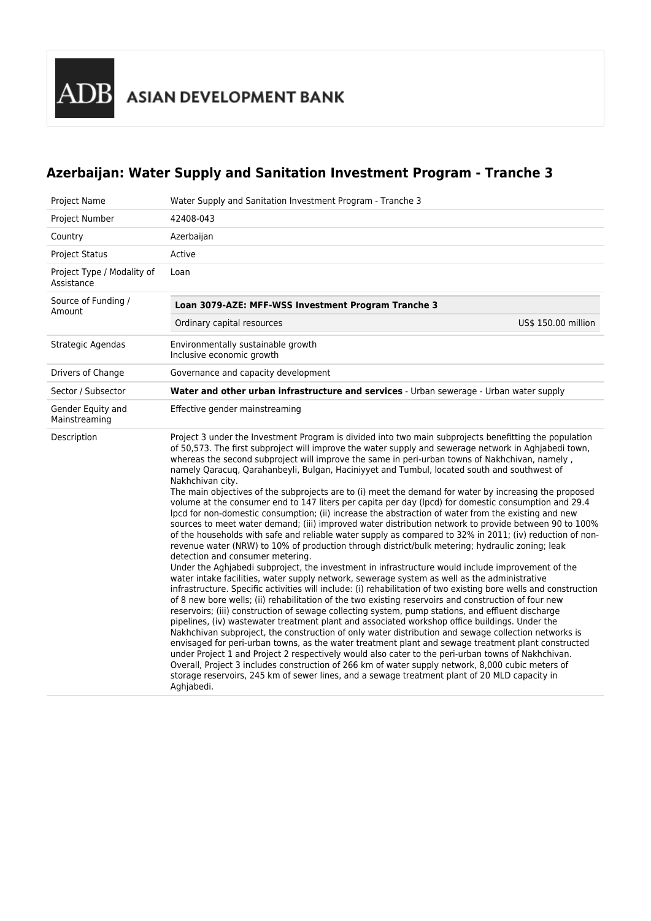# Azerbaijan: Water Supply and Sanitation Investment Program - Tranche 3

| | |
|---|---|
| Project Name | Water Supply and Sanitation Investment Program - Tranche 3 |
| Project Number | 42408-043 |
| Country | Azerbaijan |
| Project Status | Active |
| Project Type / Modality of Assistance | Loan |
| Source of Funding / Amount | **Loan 3079-AZE: MFF-WSS Investment Program Tranche 3**<br>Ordinary capital resources US$ 150.00 million |
| Strategic Agendas | Environmentally sustainable growth<br>Inclusive economic growth |
| Drivers of Change | Governance and capacity development |
| Sector / Subsector | **Water and other urban infrastructure and services** - Urban sewerage - Urban water supply |
| Gender Equity and Mainstreaming | Effective gender mainstreaming |
| Description | Project 3 under the Investment Program is divided into two main subprojects benefitting the population of 50,573. The first subproject will improve the water supply and sewerage network in Aghjabedi town, whereas the second subproject will improve the same in peri-urban towns of Nakhchivan, namely , namely Qaracuq, Qarahanbeyli, Bulgan, Haciniyyet and Tumbul, located south and southwest of Nakhchivan city.<br>The main objectives of the subprojects are to (i) meet the demand for water by increasing the proposed volume at the consumer end to 147 liters per capita per day (lpcd) for domestic consumption and 29.4 lpcd for non-domestic consumption; (ii) increase the abstraction of water from the existing and new sources to meet water demand; (iii) improved water distribution network to provide between 90 to 100% of the households with safe and reliable water supply as compared to 32% in 2011; (iv) reduction of non-revenue water (NRW) to 10% of production through district/bulk metering; hydraulic zoning; leak detection and consumer metering.<br>Under the Aghjabedi subproject, the investment in infrastructure would include improvement of the water intake facilities, water supply network, sewerage system as well as the administrative infrastructure. Specific activities will include: (i) rehabilitation of two existing bore wells and construction of 8 new bore wells; (ii) rehabilitation of the two existing reservoirs and construction of four new reservoirs; (iii) construction of sewage collecting system, pump stations, and effluent discharge pipelines, (iv) wastewater treatment plant and associated workshop office buildings. Under the Nakhchivan subproject, the construction of only water distribution and sewage collection networks is envisaged for peri-urban towns, as the water treatment plant and sewage treatment plant constructed under Project 1 and Project 2 respectively would also cater to the peri-urban towns of Nakhchivan. Overall, Project 3 includes construction of 266 km of water supply network, 8,000 cubic meters of storage reservoirs, 245 km of sewer lines, and a sewage treatment plant of 20 MLD capacity in Aghjabedi. |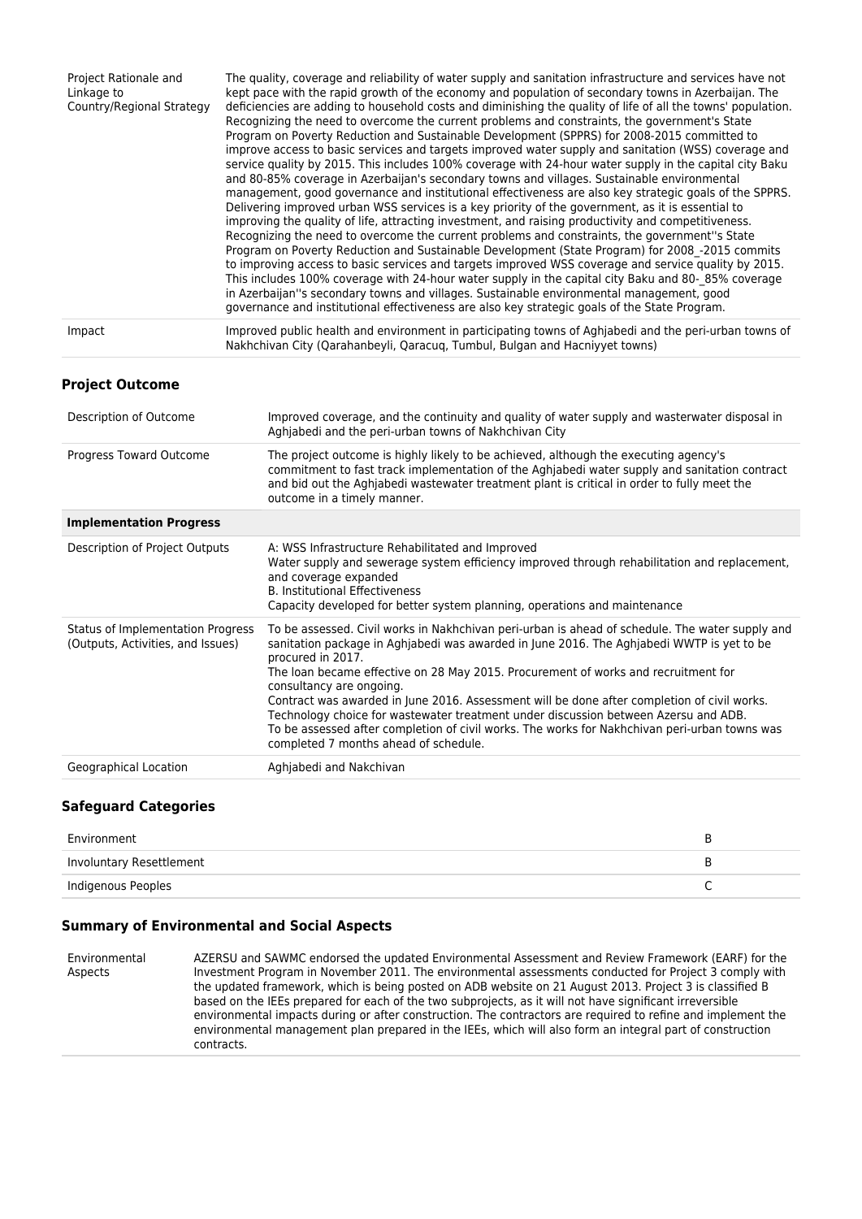| | |
|---|---|
| Project Rationale and Linkage to Country/Regional Strategy | The quality, coverage and reliability of water supply and sanitation infrastructure and services have not kept pace with the rapid growth of the economy and population of secondary towns in Azerbaijan. The deficiencies are adding to household costs and diminishing the quality of life of all the towns' population. Recognizing the need to overcome the current problems and constraints, the government's State Program on Poverty Reduction and Sustainable Development (SPPRS) for 2008-2015 committed to improve access to basic services and targets improved water supply and sanitation (WSS) coverage and service quality by 2015. This includes 100% coverage with 24-hour water supply in the capital city Baku and 80-85% coverage in Azerbaijan's secondary towns and villages. Sustainable environmental management, good governance and institutional effectiveness are also key strategic goals of the SPPRS. Delivering improved urban WSS services is a key priority of the government, as it is essential to improving the quality of life, attracting investment, and raising productivity and competitiveness. Recognizing the need to overcome the current problems and constraints, the government''s State Program on Poverty Reduction and Sustainable Development (State Program) for 2008_-2015 commits to improving access to basic services and targets improved WSS coverage and service quality by 2015. This includes 100% coverage with 24-hour water supply in the capital city Baku and 80-_85% coverage in Azerbaijan''s secondary towns and villages. Sustainable environmental management, good governance and institutional effectiveness are also key strategic goals of the State Program. |
| Impact | Improved public health and environment in participating towns of Aghjabedi and the peri-urban towns of Nakhchivan City (Qarahanbeyli, Qaracuq, Tumbul, Bulgan and Hacniyyet towns) |

### Project Outcome

| | |
|---|---|
| Description of Outcome | Improved coverage, and the continuity and quality of water supply and wasterwater disposal in Aghjabedi and the peri-urban towns of Nakhchivan City |
| Progress Toward Outcome | The project outcome is highly likely to be achieved, although the executing agency's commitment to fast track implementation of the Aghjabedi water supply and sanitation contract and bid out the Aghjabedi wastewater treatment plant is critical in order to fully meet the outcome in a timely manner. |
| **Implementation Progress** | |
| Description of Project Outputs | A: WSS Infrastructure Rehabilitated and Improved<br>Water supply and sewerage system efficiency improved through rehabilitation and replacement, and coverage expanded<br>B. Institutional Effectiveness<br>Capacity developed for better system planning, operations and maintenance |
| Status of Implementation Progress (Outputs, Activities, and Issues) | To be assessed. Civil works in Nakhchivan peri-urban is ahead of schedule. The water supply and sanitation package in Aghjabedi was awarded in June 2016. The Aghjabedi WWTP is yet to be procured in 2017.<br>The loan became effective on 28 May 2015. Procurement of works and recruitment for consultancy are ongoing.<br>Contract was awarded in June 2016. Assessment will be done after completion of civil works.<br>Technology choice for wastewater treatment under discussion between Azersu and ADB.<br>To be assessed after completion of civil works. The works for Nakhchivan peri-urban towns was completed 7 months ahead of schedule. |
| Geographical Location | Aghjabedi and Nakchivan |

### Safeguard Categories

| | |
|---|---|
| Environment | B |
| Involuntary Resettlement | B |
| Indigenous Peoples | C |

### Summary of Environmental and Social Aspects

| | |
|---|---|
| Environmental Aspects | AZERSU and SAWMC endorsed the updated Environmental Assessment and Review Framework (EARF) for the Investment Program in November 2011. The environmental assessments conducted for Project 3 comply with the updated framework, which is being posted on ADB website on 21 August 2013. Project 3 is classified B based on the IEEs prepared for each of the two subprojects, as it will not have significant irreversible environmental impacts during or after construction. The contractors are required to refine and implement the environmental management plan prepared in the IEEs, which will also form an integral part of construction contracts. |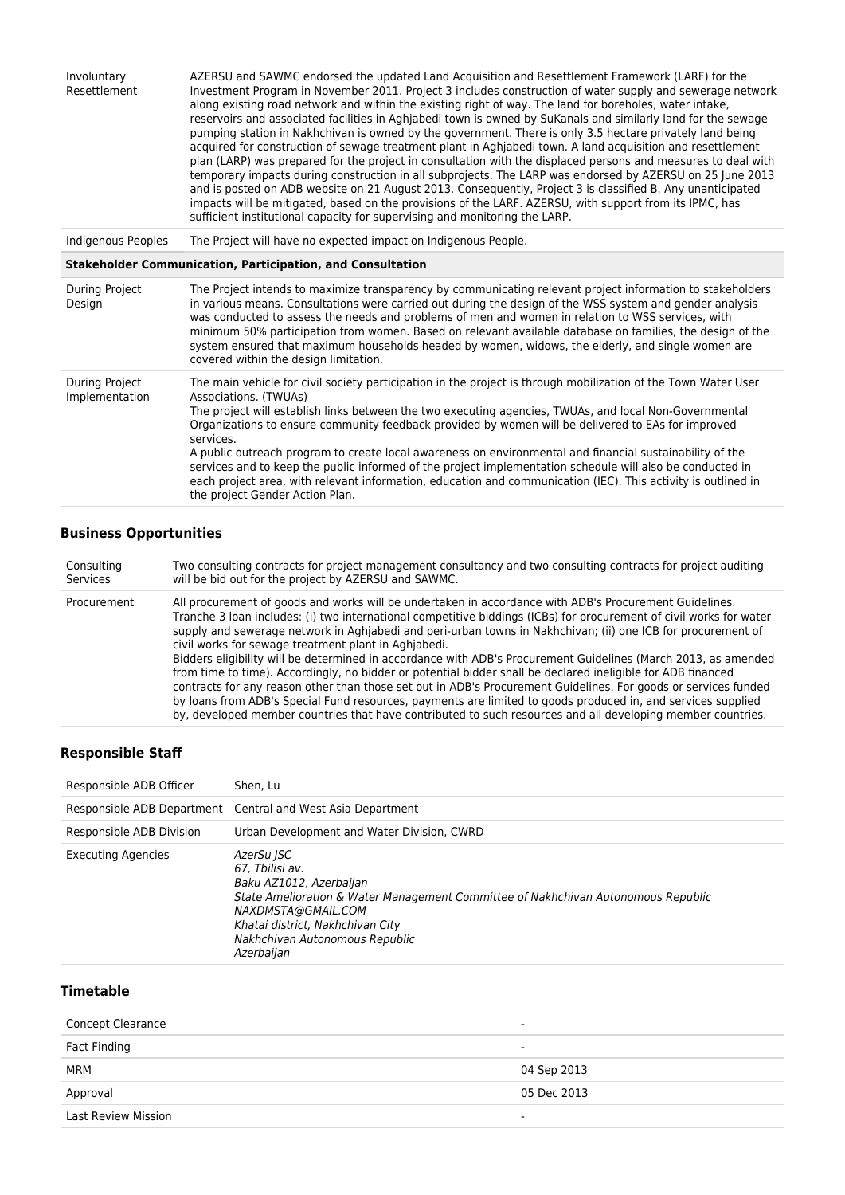| | |
|---|---|
| Involuntary Resettlement | AZERSU and SAWMC endorsed the updated Land Acquisition and Resettlement Framework (LARF) for the Investment Program in November 2011. Project 3 includes construction of water supply and sewerage network along existing road network and within the existing right of way. The land for boreholes, water intake, reservoirs and associated facilities in Aghjabedi town is owned by SuKanals and similarly land for the sewage pumping station in Nakhchivan is owned by the government. There is only 3.5 hectare privately land being acquired for construction of sewage treatment plant in Aghjabedi town. A land acquisition and resettlement plan (LARP) was prepared for the project in consultation with the displaced persons and measures to deal with temporary impacts during construction in all subprojects. The LARP was endorsed by AZERSU on 25 June 2013 and is posted on ADB website on 21 August 2013. Consequently, Project 3 is classified B. Any unanticipated impacts will be mitigated, based on the provisions of the LARF. AZERSU, with support from its IPMC, has sufficient institutional capacity for supervising and monitoring the LARP. |
| Indigenous Peoples | The Project will have no expected impact on Indigenous People. |
| **Stakeholder Communication, Participation, and Consultation** | |
| During Project Design | The Project intends to maximize transparency by communicating relevant project information to stakeholders in various means. Consultations were carried out during the design of the WSS system and gender analysis was conducted to assess the needs and problems of men and women in relation to WSS services, with minimum 50% participation from women. Based on relevant available database on families, the design of the system ensured that maximum households headed by women, widows, the elderly, and single women are covered within the design limitation. |
| During Project Implementation | The main vehicle for civil society participation in the project is through mobilization of the Town Water User Associations. (TWUAs)<br>The project will establish links between the two executing agencies, TWUAs, and local Non-Governmental Organizations to ensure community feedback provided by women will be delivered to EAs for improved services.<br>A public outreach program to create local awareness on environmental and financial sustainability of the services and to keep the public informed of the project implementation schedule will also be conducted in each project area, with relevant information, education and communication (IEC). This activity is outlined in the project Gender Action Plan. |

### Business Opportunities

| | |
|---|---|
| Consulting Services | Two consulting contracts for project management consultancy and two consulting contracts for project auditing will be bid out for the project by AZERSU and SAWMC. |
| Procurement | All procurement of goods and works will be undertaken in accordance with ADB's Procurement Guidelines. Tranche 3 loan includes: (i) two international competitive biddings (ICBs) for procurement of civil works for water supply and sewerage network in Aghjabedi and peri-urban towns in Nakhchivan; (ii) one ICB for procurement of civil works for sewage treatment plant in Aghjabedi.<br>Bidders eligibility will be determined in accordance with ADB's Procurement Guidelines (March 2013, as amended from time to time). Accordingly, no bidder or potential bidder shall be declared ineligible for ADB financed contracts for any reason other than those set out in ADB's Procurement Guidelines. For goods or services funded by loans from ADB's Special Fund resources, payments are limited to goods produced in, and services supplied by, developed member countries that have contributed to such resources and all developing member countries. |

### Responsible Staff

| | |
|---|---|
| Responsible ADB Officer | Shen, Lu |
| Responsible ADB Department | Central and West Asia Department |
| Responsible ADB Division | Urban Development and Water Division, CWRD |
| Executing Agencies | *AzerSu JSC*<br>*67, Tbilisi av.*<br>*Baku AZ1012, Azerbaijan*<br>*State Amelioration & Water Management Committee of Nakhchivan Autonomous Republic*<br>*NAXDMSTA@GMAIL.COM*<br>*Khatai district, Nakhchivan City*<br>*Nakhchivan Autonomous Republic*<br>*Azerbaijan* |

### Timetable

| | |
|---|---|
| Concept Clearance | - |
| Fact Finding | - |
| MRM | 04 Sep 2013 |
| Approval | 05 Dec 2013 |
| Last Review Mission | - |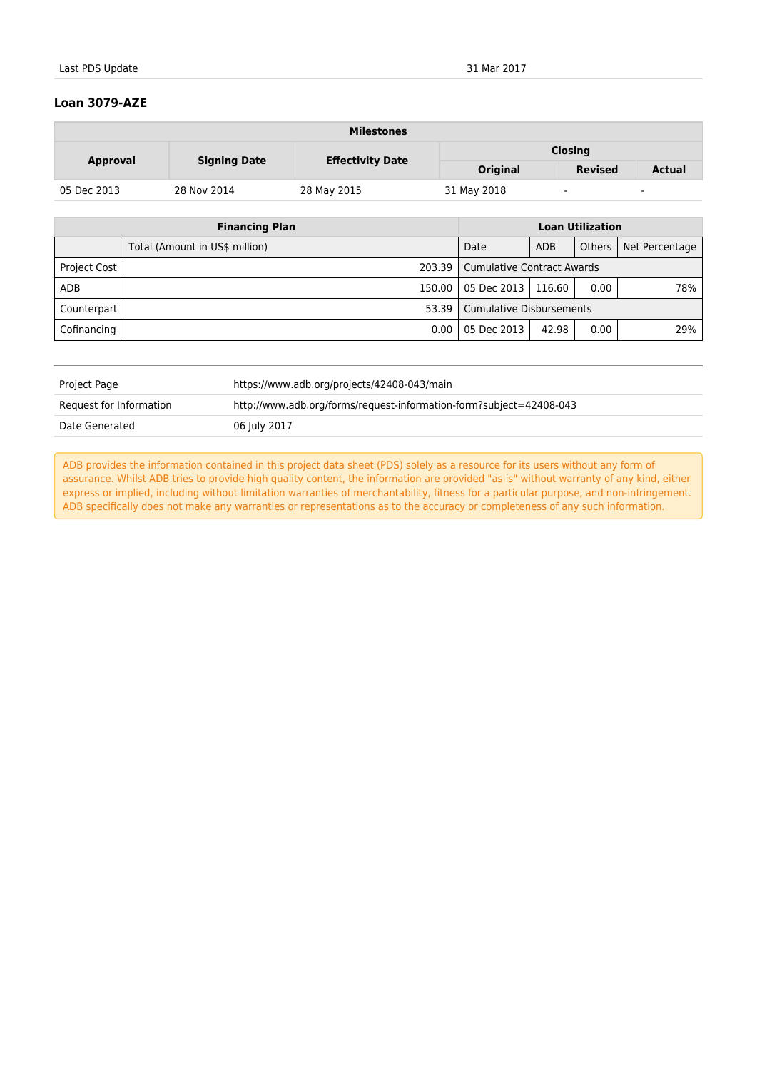| | |
|---|---|
| Last PDS Update | 31 Mar 2017 |

### Loan 3079-AZE

| Milestones | | | | | |
|---|---|---|---|---|---|
| Approval | Signing Date | Effectivity Date | Closing | | |
| | | | Original | Revised | Actual |
| 05 Dec 2013 | 28 Nov 2014 | 28 May 2015 | 31 May 2018 | - | - |

| Financing Plan | | Loan Utilization | | | |
|---|---|---|---|---|---|
| | Total (Amount in US$ million) | Date | ADB | Others | Net Percentage |
| Project Cost | 203.39 | Cumulative Contract Awards | | | |
| ADB | 150.00 | 05 Dec 2013 | 116.60 | 0.00 | 78% |
| Counterpart | 53.39 | Cumulative Disbursements | | | |
| Cofinancing | 0.00 | 05 Dec 2013 | 42.98 | 0.00 | 29% |

| | |
|---|---|
| Project Page | https://www.adb.org/projects/42408-043/main |
| Request for Information | http://www.adb.org/forms/request-information-form?subject=42408-043 |
| Date Generated | 06 July 2017 |

ADB provides the information contained in this project data sheet (PDS) solely as a resource for its users without any form of assurance. Whilst ADB tries to provide high quality content, the information are provided "as is" without warranty of any kind, either express or implied, including without limitation warranties of merchantability, fitness for a particular purpose, and non-infringement. ADB specifically does not make any warranties or representations as to the accuracy or completeness of any such information.